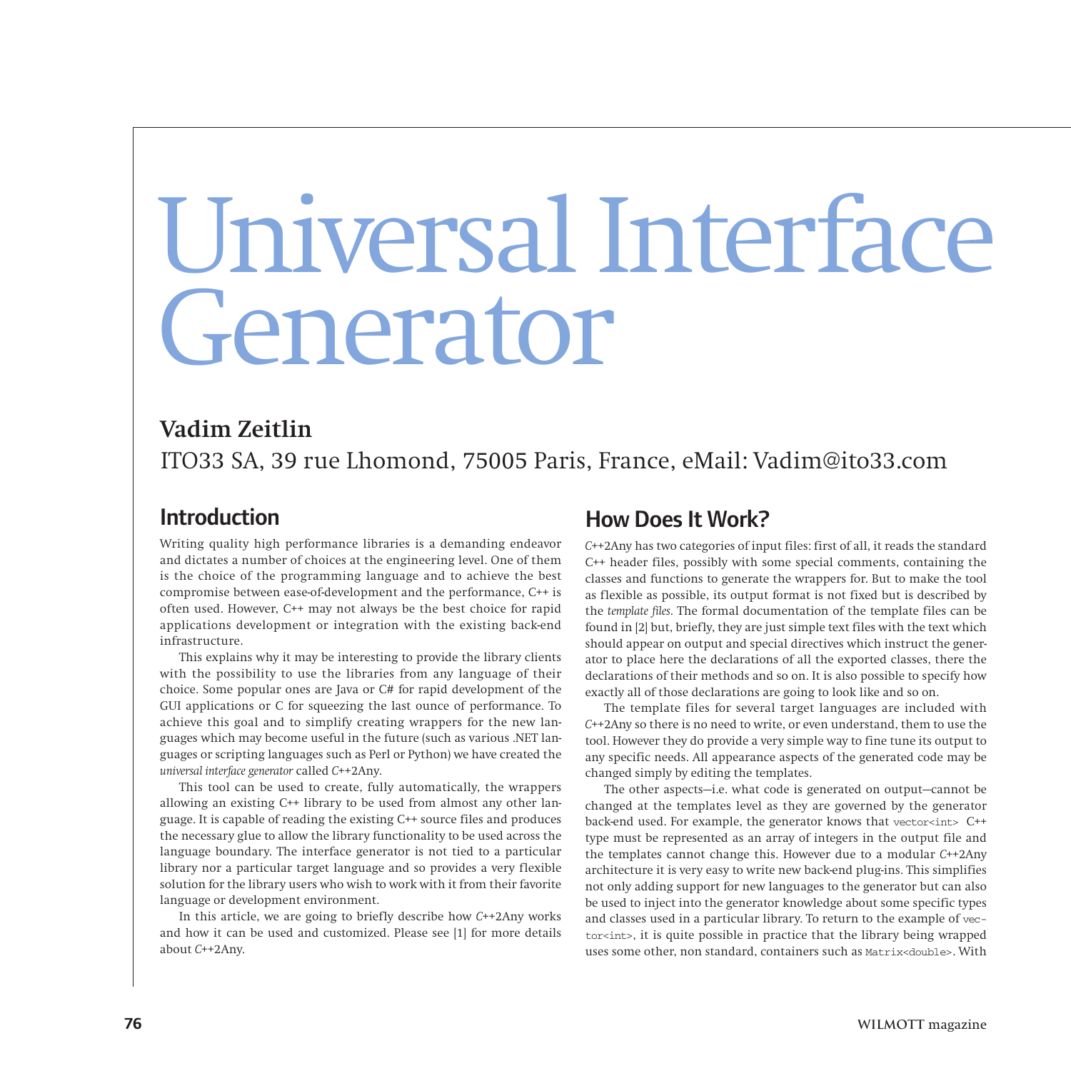# Universal Interface Generator

**Vadim Zeitlin**

ITO33 SA, 39 rue Lhomond, 75005 Paris, France, eMail: Vadim@ito33.com

## Introduction

Writing quality high performance libraries is a demanding endeavor and dictates a number of choices at the engineering level. One of them is the choice of the programming language and to achieve the best compromise between ease-of-development and the performance, C++ is often used. However, C++ may not always be the best choice for rapid applications development or integration with the existing back-end infrastructure.

This explains why it may be interesting to provide the library clients with the possibility to use the libraries from any language of their choice. Some popular ones are Java or C# for rapid development of the GUI applications or C for squeezing the last ounce of performance. To achieve this goal and to simplify creating wrappers for the new languages which may become useful in the future (such as various .NET languages or scripting languages such as Perl or Python) we have created the *universal interface generator* called *C*++2Any.

This tool can be used to create, fully automatically, the wrappers allowing an existing C++ library to be used from almost any other language. It is capable of reading the existing C++ source files and produces the necessary glue to allow the library functionality to be used across the language boundary. The interface generator is not tied to a particular library nor a particular target language and so provides a very flexible solution for the library users who wish to work with it from their favorite language or development environment.

In this article, we are going to briefly describe how *C*++2Any works and how it can be used and customized. Please see [1] for more details about *C*++2Any.

## How Does It Work?

*C*++2Any has two categories of input files: first of all, it reads the standard C++ header files, possibly with some special comments, containing the classes and functions to generate the wrappers for. But to make the tool as flexible as possible, its output format is not fixed but is described by the *template files*. The formal documentation of the template files can be found in [2] but, briefly, they are just simple text files with the text which should appear on output and special directives which instruct the generator to place here the declarations of all the exported classes, there the declarations of their methods and so on. It is also possible to specify how exactly all of those declarations are going to look like and so on.

The template files for several target languages are included with *C*++2Any so there is no need to write, or even understand, them to use the tool. However they do provide a very simple way to fine tune its output to any specific needs. All appearance aspects of the generated code may be changed simply by editing the templates.

The other aspects—i.e. what code is generated on output—cannot be changed at the templates level as they are governed by the generator back-end used. For example, the generator knows that `vector<int>` C++ type must be represented as an array of integers in the output file and the templates cannot change this. However due to a modular *C*++2Any architecture it is very easy to write new back-end plug-ins. This simplifies not only adding support for new languages to the generator but can also be used to inject into the generator knowledge about some specific types and classes used in a particular library. To return to the example of `vector<int>`, it is quite possible in practice that the library being wrapped uses some other, non standard, containers such as `Matrix<double>`. With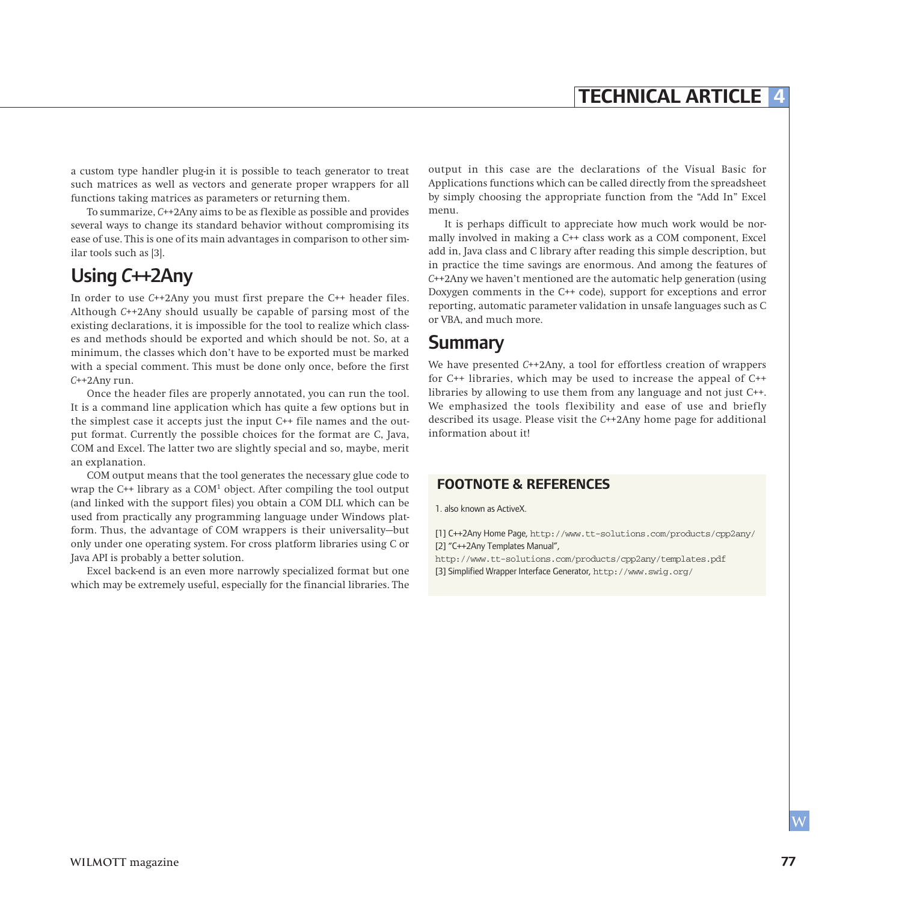a custom type handler plug-in it is possible to teach generator to treat such matrices as well as vectors and generate proper wrappers for all functions taking matrices as parameters or returning them.

To summarize, *C*++2Any aims to be as flexible as possible and provides several ways to change its standard behavior without compromising its ease of use. This is one of its main advantages in comparison to other similar tools such as [3].

## Using *C*++2Any

In order to use *C*++2Any you must first prepare the C++ header files. Although *C*++2Any should usually be capable of parsing most of the existing declarations, it is impossible for the tool to realize which classes and methods should be exported and which should be not. So, at a minimum, the classes which don't have to be exported must be marked with a special comment. This must be done only once, before the first *C*++2Any run.

Once the header files are properly annotated, you can run the tool. It is a command line application which has quite a few options but in the simplest case it accepts just the input C++ file names and the output format. Currently the possible choices for the format are C, Java, COM and Excel. The latter two are slightly special and so, maybe, merit an explanation.

COM output means that the tool generates the necessary glue code to wrap the C++ library as a COM[1] object. After compiling the tool output (and linked with the support files) you obtain a COM DLL which can be used from practically any programming language under Windows platform. Thus, the advantage of COM wrappers is their universality—but only under one operating system. For cross platform libraries using C or Java API is probably a better solution.

Excel back-end is an even more narrowly specialized format but one which may be extremely useful, especially for the financial libraries. The output in this case are the declarations of the Visual Basic for Applications functions which can be called directly from the spreadsheet by simply choosing the appropriate function from the "Add In" Excel menu.

It is perhaps difficult to appreciate how much work would be normally involved in making a C++ class work as a COM component, Excel add in, Java class and C library after reading this simple description, but in practice the time savings are enormous. And among the features of *C*++2Any we haven't mentioned are the automatic help generation (using Doxygen comments in the C++ code), support for exceptions and error reporting, automatic parameter validation in unsafe languages such as C or VBA, and much more.

## Summary

We have presented *C*++2Any, a tool for effortless creation of wrappers for C++ libraries, which may be used to increase the appeal of C++ libraries by allowing to use them from any language and not just C++. We emphasized the tools flexibility and ease of use and briefly described its usage. Please visit the *C*++2Any home page for additional information about it!

### FOOTNOTE & REFERENCES

1. also known as ActiveX.

[1] C++2Any Home Page, http://www.tt-solutions.com/products/cpp2any/
[2] "C++2Any Templates Manual", http://www.tt-solutions.com/products/cpp2any/templates.pdf
[3] Simplified Wrapper Interface Generator, http://www.swig.org/